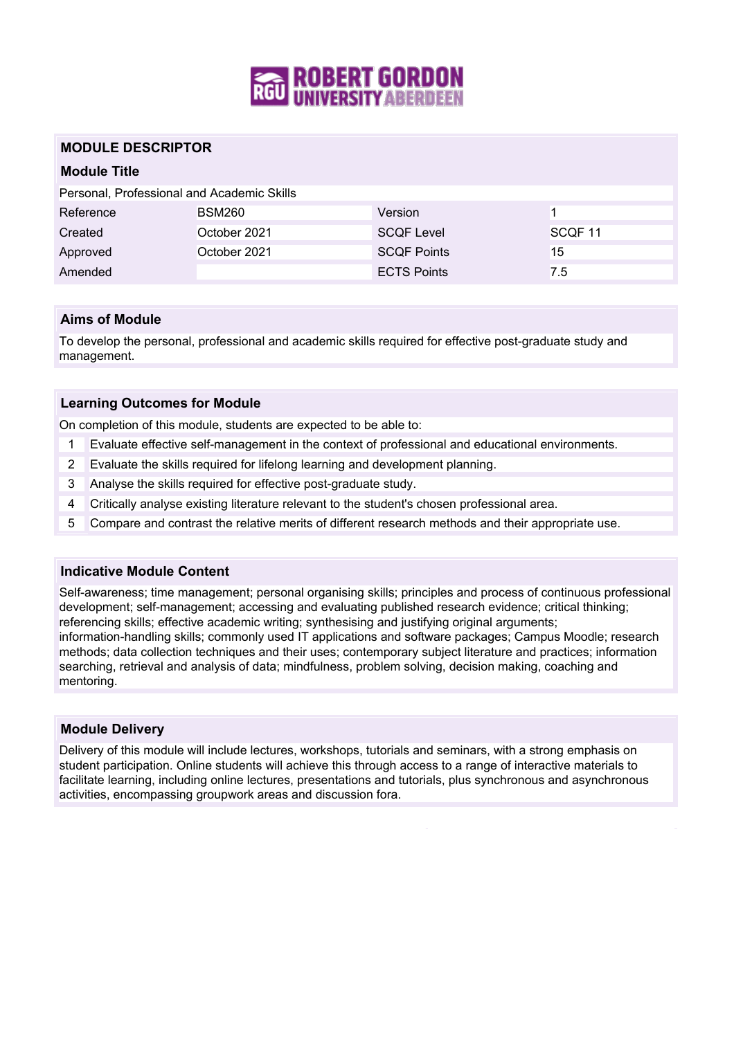# MODULE DESCRIPTOR

## Module Title

Personal, Professional and Academic Skills

| Reference | BSM260 | Version | 1 |
|---|---|---|---|
| Created | October 2021 | SCQF Level | SCQF 11 |
| Approved | October 2021 | SCQF Points | 15 |
| Amended | | ECTS Points | 7.5 |

## Aims of Module

To develop the personal, professional and academic skills required for effective post-graduate study and management.

## Learning Outcomes for Module

On completion of this module, students are expected to be able to:

1. Evaluate effective self-management in the context of professional and educational environments.
2. Evaluate the skills required for lifelong learning and development planning.
3. Analyse the skills required for effective post-graduate study.
4. Critically analyse existing literature relevant to the student's chosen professional area.
5. Compare and contrast the relative merits of different research methods and their appropriate use.

## Indicative Module Content

Self-awareness; time management; personal organising skills; principles and process of continuous professional development; self-management; accessing and evaluating published research evidence; critical thinking; referencing skills; effective academic writing; synthesising and justifying original arguments; information-handling skills; commonly used IT applications and software packages; Campus Moodle; research methods; data collection techniques and their uses; contemporary subject literature and practices; information searching, retrieval and analysis of data; mindfulness, problem solving, decision making, coaching and mentoring.

## Module Delivery

Delivery of this module will include lectures, workshops, tutorials and seminars, with a strong emphasis on student participation. Online students will achieve this through access to a range of interactive materials to facilitate learning, including online lectures, presentations and tutorials, plus synchronous and asynchronous activities, encompassing groupwork areas and discussion fora.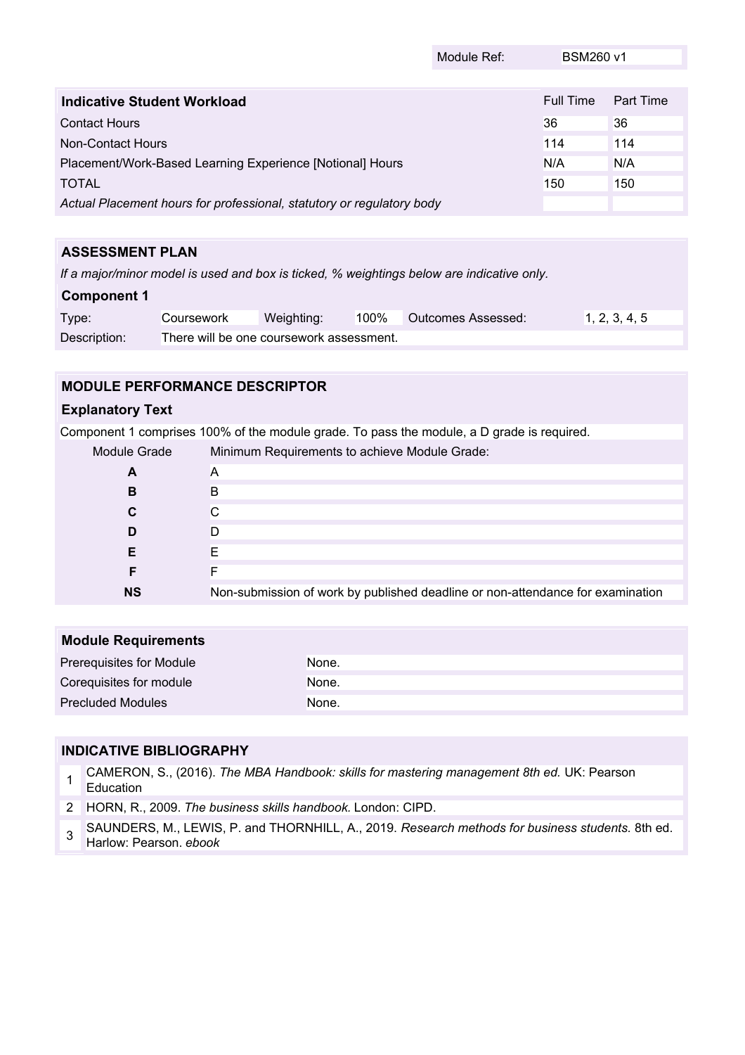| Module Ref: | BSM260 v1 |
|---|---|

| Indicative Student Workload | Full Time | Part Time |
|---|---|---|
| Contact Hours | 36 | 36 |
| Non-Contact Hours | 114 | 114 |
| Placement/Work-Based Learning Experience [Notional] Hours | N/A | N/A |
| TOTAL | 150 | 150 |
| *Actual Placement hours for professional, statutory or regulatory body* | | |

## ASSESSMENT PLAN

*If a major/minor model is used and box is ticked, % weightings below are indicative only.*

### Component 1

| | | | | | |
|---|---|---|---|---|---|
| Type: | Coursework | Weighting: | 100% | Outcomes Assessed: | 1, 2, 3, 4, 5 |
| Description: | There will be one coursework assessment. | | | | |

## MODULE PERFORMANCE DESCRIPTOR

### Explanatory Text

Component 1 comprises 100% of the module grade. To pass the module, a D grade is required.

| Module Grade | Minimum Requirements to achieve Module Grade: |
|---|---|
| **A** | A |
| **B** | B |
| **C** | C |
| **D** | D |
| **E** | E |
| **F** | F |
| **NS** | Non-submission of work by published deadline or non-attendance for examination |

## Module Requirements

| | |
|---|---|
| Prerequisites for Module | None. |
| Corequisites for module | None. |
| Precluded Modules | None. |

## INDICATIVE BIBLIOGRAPHY

1. CAMERON, S., (2016). *The MBA Handbook: skills for mastering management 8th ed.* UK: Pearson Education
2. HORN, R., 2009. *The business skills handbook.* London: CIPD.
3. SAUNDERS, M., LEWIS, P. and THORNHILL, A., 2019. *Research methods for business students.* 8th ed. Harlow: Pearson. *ebook*